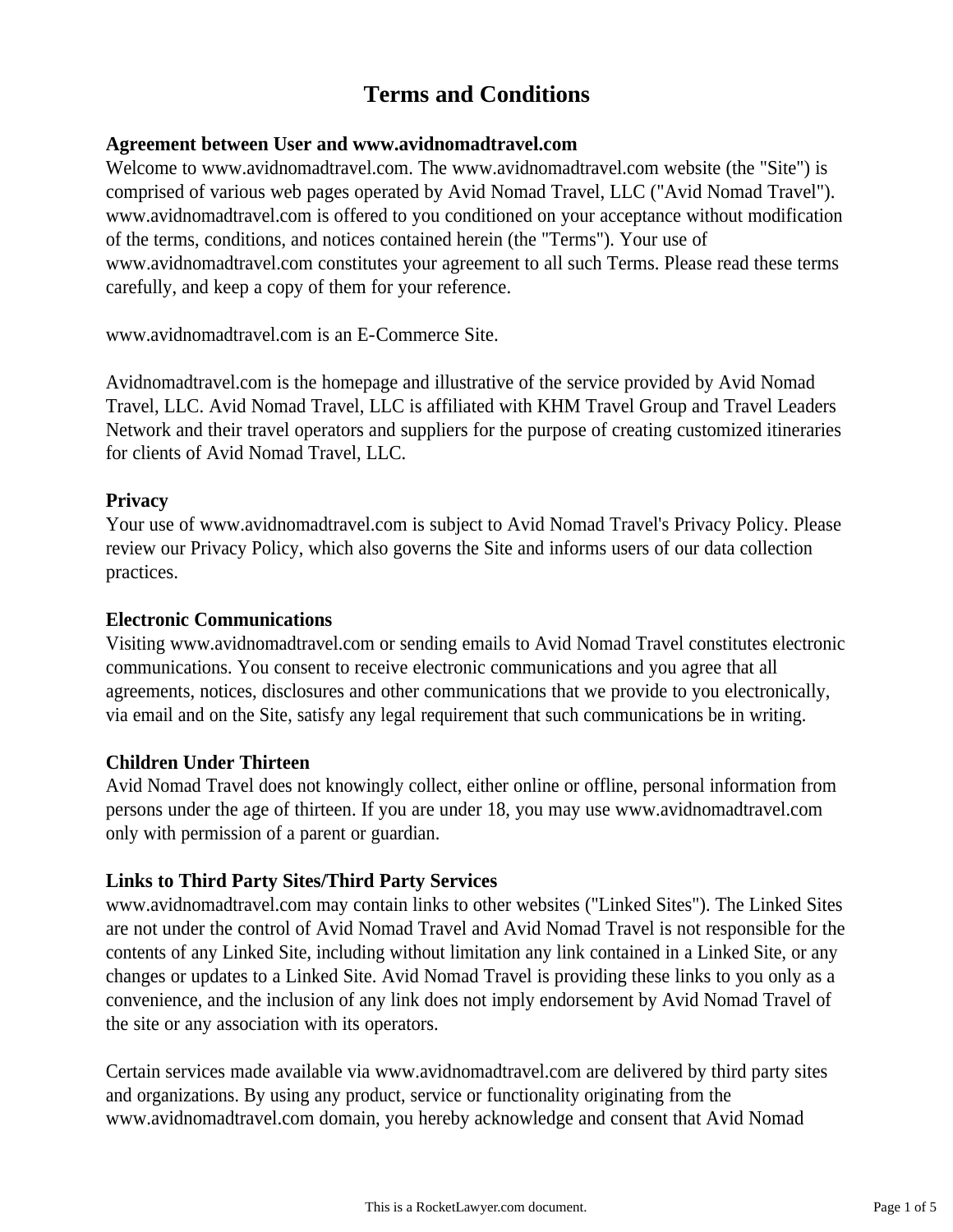# Terms and Conditions

**Agreement between User and www.avidnomadtravel.com**

Welcome to www.avidnomadtravel.com. The www.avidnomadtravel.com website (the "Site") is comprised of various web pages operated by Avid Nomad Travel, LLC ("Avid Nomad Travel"). www.avidnomadtravel.com is offered to you conditioned on your acceptance without modification of the terms, conditions, and notices contained herein (the "Terms"). Your use of www.avidnomadtravel.com constitutes your agreement to all such Terms. Please read these terms carefully, and keep a copy of them for your reference.

www.avidnomadtravel.com is an E-Commerce Site.

Avidnomadtravel.com is the homepage and illustrative of the service provided by Avid Nomad Travel, LLC. Avid Nomad Travel, LLC is affiliated with KHM Travel Group and Travel Leaders Network and their travel operators and suppliers for the purpose of creating customized itineraries for clients of Avid Nomad Travel, LLC.

**Privacy**

Your use of www.avidnomadtravel.com is subject to Avid Nomad Travel's Privacy Policy. Please review our Privacy Policy, which also governs the Site and informs users of our data collection practices.

**Electronic Communications**

Visiting www.avidnomadtravel.com or sending emails to Avid Nomad Travel constitutes electronic communications. You consent to receive electronic communications and you agree that all agreements, notices, disclosures and other communications that we provide to you electronically, via email and on the Site, satisfy any legal requirement that such communications be in writing.

**Children Under Thirteen**

Avid Nomad Travel does not knowingly collect, either online or offline, personal information from persons under the age of thirteen. If you are under 18, you may use www.avidnomadtravel.com only with permission of a parent or guardian.

**Links to Third Party Sites/Third Party Services**

www.avidnomadtravel.com may contain links to other websites ("Linked Sites"). The Linked Sites are not under the control of Avid Nomad Travel and Avid Nomad Travel is not responsible for the contents of any Linked Site, including without limitation any link contained in a Linked Site, or any changes or updates to a Linked Site. Avid Nomad Travel is providing these links to you only as a convenience, and the inclusion of any link does not imply endorsement by Avid Nomad Travel of the site or any association with its operators.

Certain services made available via www.avidnomadtravel.com are delivered by third party sites and organizations. By using any product, service or functionality originating from the www.avidnomadtravel.com domain, you hereby acknowledge and consent that Avid Nomad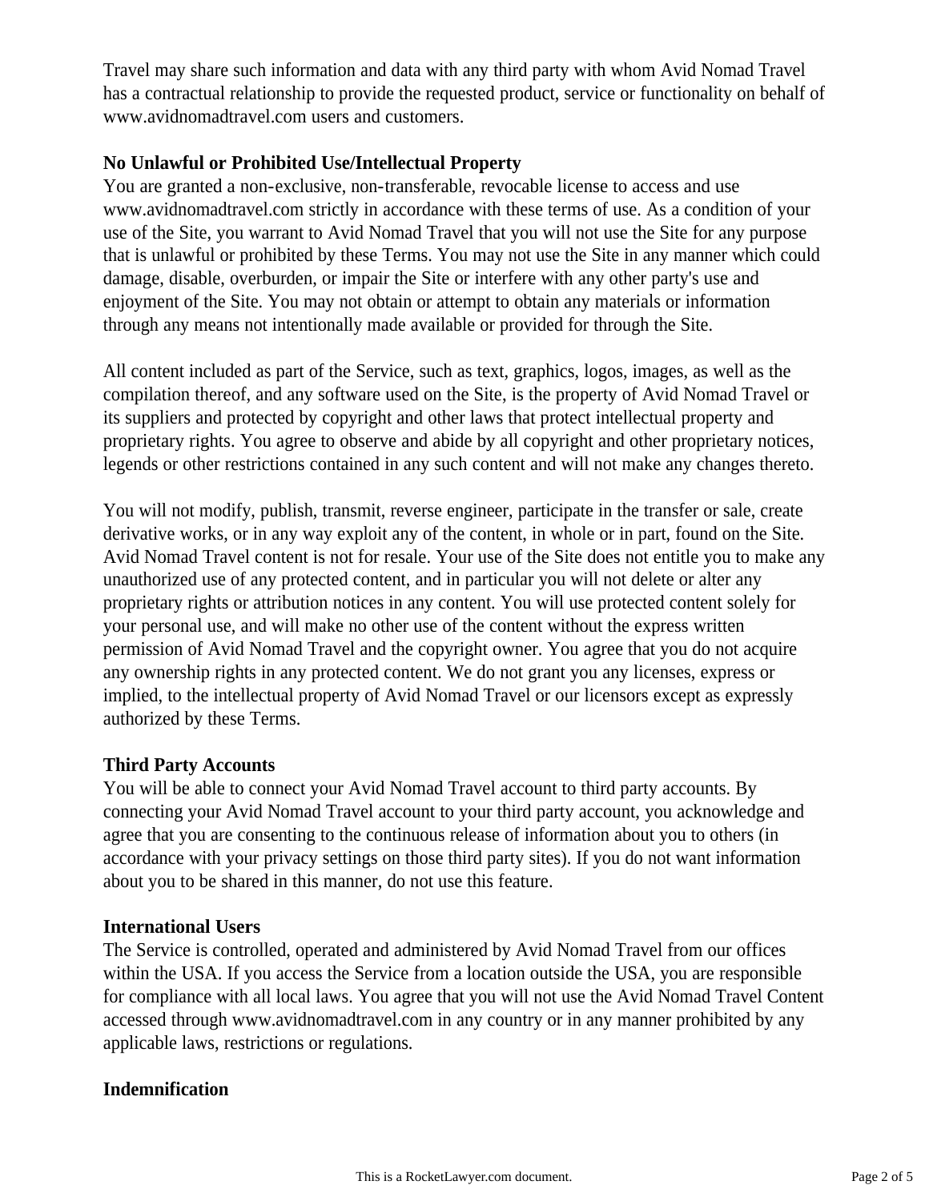Travel may share such information and data with any third party with whom Avid Nomad Travel has a contractual relationship to provide the requested product, service or functionality on behalf of www.avidnomadtravel.com users and customers.

**No Unlawful or Prohibited Use/Intellectual Property**

You are granted a non-exclusive, non-transferable, revocable license to access and use www.avidnomadtravel.com strictly in accordance with these terms of use. As a condition of your use of the Site, you warrant to Avid Nomad Travel that you will not use the Site for any purpose that is unlawful or prohibited by these Terms. You may not use the Site in any manner which could damage, disable, overburden, or impair the Site or interfere with any other party's use and enjoyment of the Site. You may not obtain or attempt to obtain any materials or information through any means not intentionally made available or provided for through the Site.

All content included as part of the Service, such as text, graphics, logos, images, as well as the compilation thereof, and any software used on the Site, is the property of Avid Nomad Travel or its suppliers and protected by copyright and other laws that protect intellectual property and proprietary rights. You agree to observe and abide by all copyright and other proprietary notices, legends or other restrictions contained in any such content and will not make any changes thereto.

You will not modify, publish, transmit, reverse engineer, participate in the transfer or sale, create derivative works, or in any way exploit any of the content, in whole or in part, found on the Site. Avid Nomad Travel content is not for resale. Your use of the Site does not entitle you to make any unauthorized use of any protected content, and in particular you will not delete or alter any proprietary rights or attribution notices in any content. You will use protected content solely for your personal use, and will make no other use of the content without the express written permission of Avid Nomad Travel and the copyright owner. You agree that you do not acquire any ownership rights in any protected content. We do not grant you any licenses, express or implied, to the intellectual property of Avid Nomad Travel or our licensors except as expressly authorized by these Terms.

**Third Party Accounts**

You will be able to connect your Avid Nomad Travel account to third party accounts. By connecting your Avid Nomad Travel account to your third party account, you acknowledge and agree that you are consenting to the continuous release of information about you to others (in accordance with your privacy settings on those third party sites). If you do not want information about you to be shared in this manner, do not use this feature.

**International Users**

The Service is controlled, operated and administered by Avid Nomad Travel from our offices within the USA. If you access the Service from a location outside the USA, you are responsible for compliance with all local laws. You agree that you will not use the Avid Nomad Travel Content accessed through www.avidnomadtravel.com in any country or in any manner prohibited by any applicable laws, restrictions or regulations.

**Indemnification**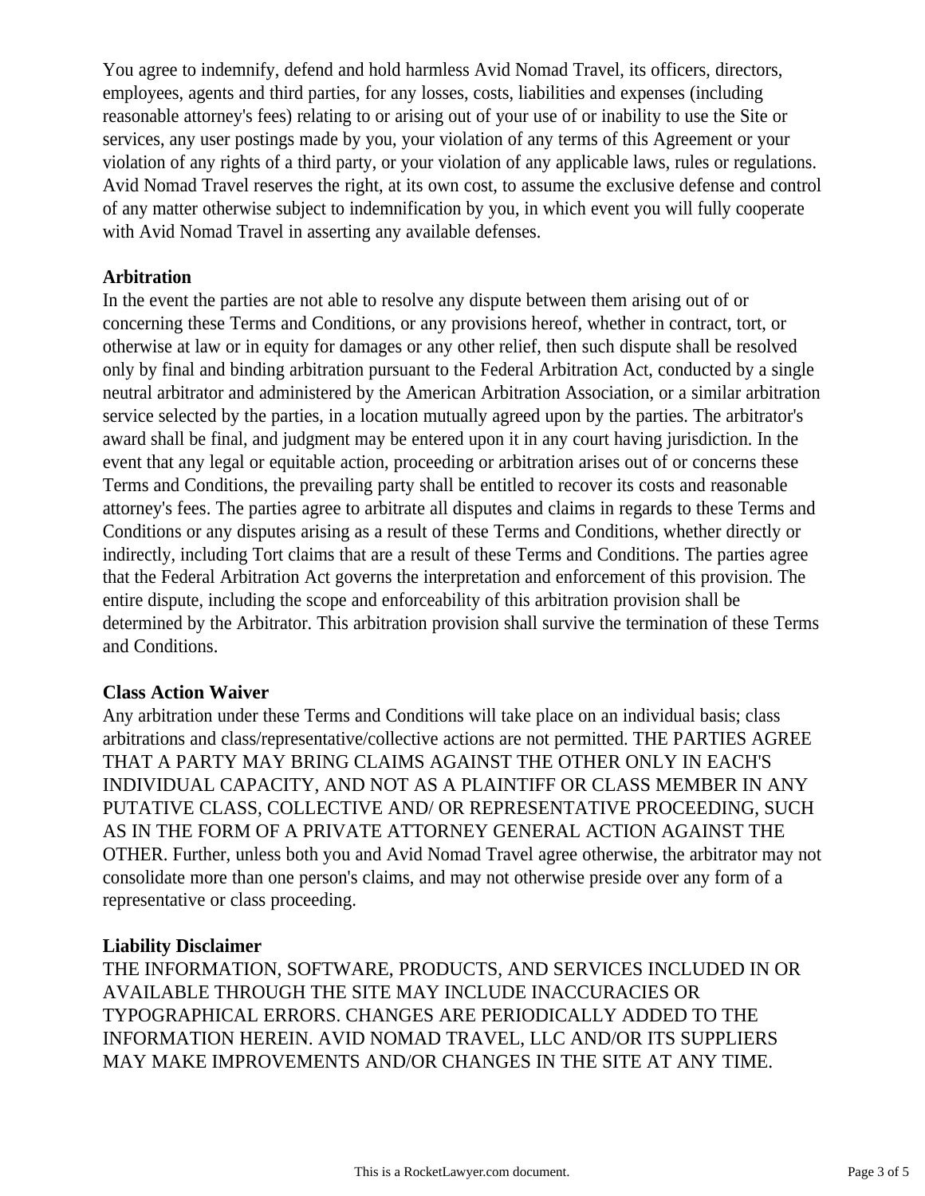You agree to indemnify, defend and hold harmless Avid Nomad Travel, its officers, directors, employees, agents and third parties, for any losses, costs, liabilities and expenses (including reasonable attorney's fees) relating to or arising out of your use of or inability to use the Site or services, any user postings made by you, your violation of any terms of this Agreement or your violation of any rights of a third party, or your violation of any applicable laws, rules or regulations. Avid Nomad Travel reserves the right, at its own cost, to assume the exclusive defense and control of any matter otherwise subject to indemnification by you, in which event you will fully cooperate with Avid Nomad Travel in asserting any available defenses.

**Arbitration**

In the event the parties are not able to resolve any dispute between them arising out of or concerning these Terms and Conditions, or any provisions hereof, whether in contract, tort, or otherwise at law or in equity for damages or any other relief, then such dispute shall be resolved only by final and binding arbitration pursuant to the Federal Arbitration Act, conducted by a single neutral arbitrator and administered by the American Arbitration Association, or a similar arbitration service selected by the parties, in a location mutually agreed upon by the parties. The arbitrator's award shall be final, and judgment may be entered upon it in any court having jurisdiction. In the event that any legal or equitable action, proceeding or arbitration arises out of or concerns these Terms and Conditions, the prevailing party shall be entitled to recover its costs and reasonable attorney's fees. The parties agree to arbitrate all disputes and claims in regards to these Terms and Conditions or any disputes arising as a result of these Terms and Conditions, whether directly or indirectly, including Tort claims that are a result of these Terms and Conditions. The parties agree that the Federal Arbitration Act governs the interpretation and enforcement of this provision. The entire dispute, including the scope and enforceability of this arbitration provision shall be determined by the Arbitrator. This arbitration provision shall survive the termination of these Terms and Conditions.

**Class Action Waiver**

Any arbitration under these Terms and Conditions will take place on an individual basis; class arbitrations and class/representative/collective actions are not permitted. THE PARTIES AGREE THAT A PARTY MAY BRING CLAIMS AGAINST THE OTHER ONLY IN EACH'S INDIVIDUAL CAPACITY, AND NOT AS A PLAINTIFF OR CLASS MEMBER IN ANY PUTATIVE CLASS, COLLECTIVE AND/ OR REPRESENTATIVE PROCEEDING, SUCH AS IN THE FORM OF A PRIVATE ATTORNEY GENERAL ACTION AGAINST THE OTHER. Further, unless both you and Avid Nomad Travel agree otherwise, the arbitrator may not consolidate more than one person's claims, and may not otherwise preside over any form of a representative or class proceeding.

**Liability Disclaimer**

THE INFORMATION, SOFTWARE, PRODUCTS, AND SERVICES INCLUDED IN OR AVAILABLE THROUGH THE SITE MAY INCLUDE INACCURACIES OR TYPOGRAPHICAL ERRORS. CHANGES ARE PERIODICALLY ADDED TO THE INFORMATION HEREIN. AVID NOMAD TRAVEL, LLC AND/OR ITS SUPPLIERS MAY MAKE IMPROVEMENTS AND/OR CHANGES IN THE SITE AT ANY TIME.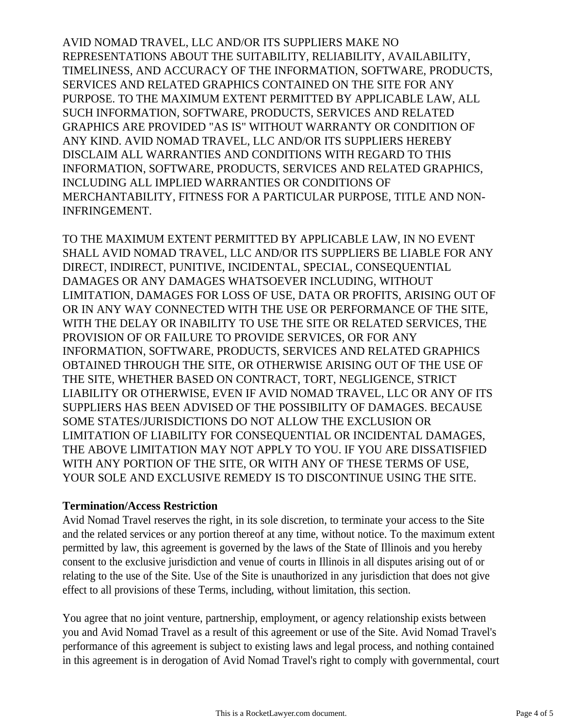AVID NOMAD TRAVEL, LLC AND/OR ITS SUPPLIERS MAKE NO REPRESENTATIONS ABOUT THE SUITABILITY, RELIABILITY, AVAILABILITY, TIMELINESS, AND ACCURACY OF THE INFORMATION, SOFTWARE, PRODUCTS, SERVICES AND RELATED GRAPHICS CONTAINED ON THE SITE FOR ANY PURPOSE. TO THE MAXIMUM EXTENT PERMITTED BY APPLICABLE LAW, ALL SUCH INFORMATION, SOFTWARE, PRODUCTS, SERVICES AND RELATED GRAPHICS ARE PROVIDED "AS IS" WITHOUT WARRANTY OR CONDITION OF ANY KIND. AVID NOMAD TRAVEL, LLC AND/OR ITS SUPPLIERS HEREBY DISCLAIM ALL WARRANTIES AND CONDITIONS WITH REGARD TO THIS INFORMATION, SOFTWARE, PRODUCTS, SERVICES AND RELATED GRAPHICS, INCLUDING ALL IMPLIED WARRANTIES OR CONDITIONS OF MERCHANTABILITY, FITNESS FOR A PARTICULAR PURPOSE, TITLE AND NON-INFRINGEMENT.

TO THE MAXIMUM EXTENT PERMITTED BY APPLICABLE LAW, IN NO EVENT SHALL AVID NOMAD TRAVEL, LLC AND/OR ITS SUPPLIERS BE LIABLE FOR ANY DIRECT, INDIRECT, PUNITIVE, INCIDENTAL, SPECIAL, CONSEQUENTIAL DAMAGES OR ANY DAMAGES WHATSOEVER INCLUDING, WITHOUT LIMITATION, DAMAGES FOR LOSS OF USE, DATA OR PROFITS, ARISING OUT OF OR IN ANY WAY CONNECTED WITH THE USE OR PERFORMANCE OF THE SITE, WITH THE DELAY OR INABILITY TO USE THE SITE OR RELATED SERVICES, THE PROVISION OF OR FAILURE TO PROVIDE SERVICES, OR FOR ANY INFORMATION, SOFTWARE, PRODUCTS, SERVICES AND RELATED GRAPHICS OBTAINED THROUGH THE SITE, OR OTHERWISE ARISING OUT OF THE USE OF THE SITE, WHETHER BASED ON CONTRACT, TORT, NEGLIGENCE, STRICT LIABILITY OR OTHERWISE, EVEN IF AVID NOMAD TRAVEL, LLC OR ANY OF ITS SUPPLIERS HAS BEEN ADVISED OF THE POSSIBILITY OF DAMAGES. BECAUSE SOME STATES/JURISDICTIONS DO NOT ALLOW THE EXCLUSION OR LIMITATION OF LIABILITY FOR CONSEQUENTIAL OR INCIDENTAL DAMAGES, THE ABOVE LIMITATION MAY NOT APPLY TO YOU. IF YOU ARE DISSATISFIED WITH ANY PORTION OF THE SITE, OR WITH ANY OF THESE TERMS OF USE, YOUR SOLE AND EXCLUSIVE REMEDY IS TO DISCONTINUE USING THE SITE.

**Termination/Access Restriction**

Avid Nomad Travel reserves the right, in its sole discretion, to terminate your access to the Site and the related services or any portion thereof at any time, without notice. To the maximum extent permitted by law, this agreement is governed by the laws of the State of Illinois and you hereby consent to the exclusive jurisdiction and venue of courts in Illinois in all disputes arising out of or relating to the use of the Site. Use of the Site is unauthorized in any jurisdiction that does not give effect to all provisions of these Terms, including, without limitation, this section.

You agree that no joint venture, partnership, employment, or agency relationship exists between you and Avid Nomad Travel as a result of this agreement or use of the Site. Avid Nomad Travel's performance of this agreement is subject to existing laws and legal process, and nothing contained in this agreement is in derogation of Avid Nomad Travel's right to comply with governmental, court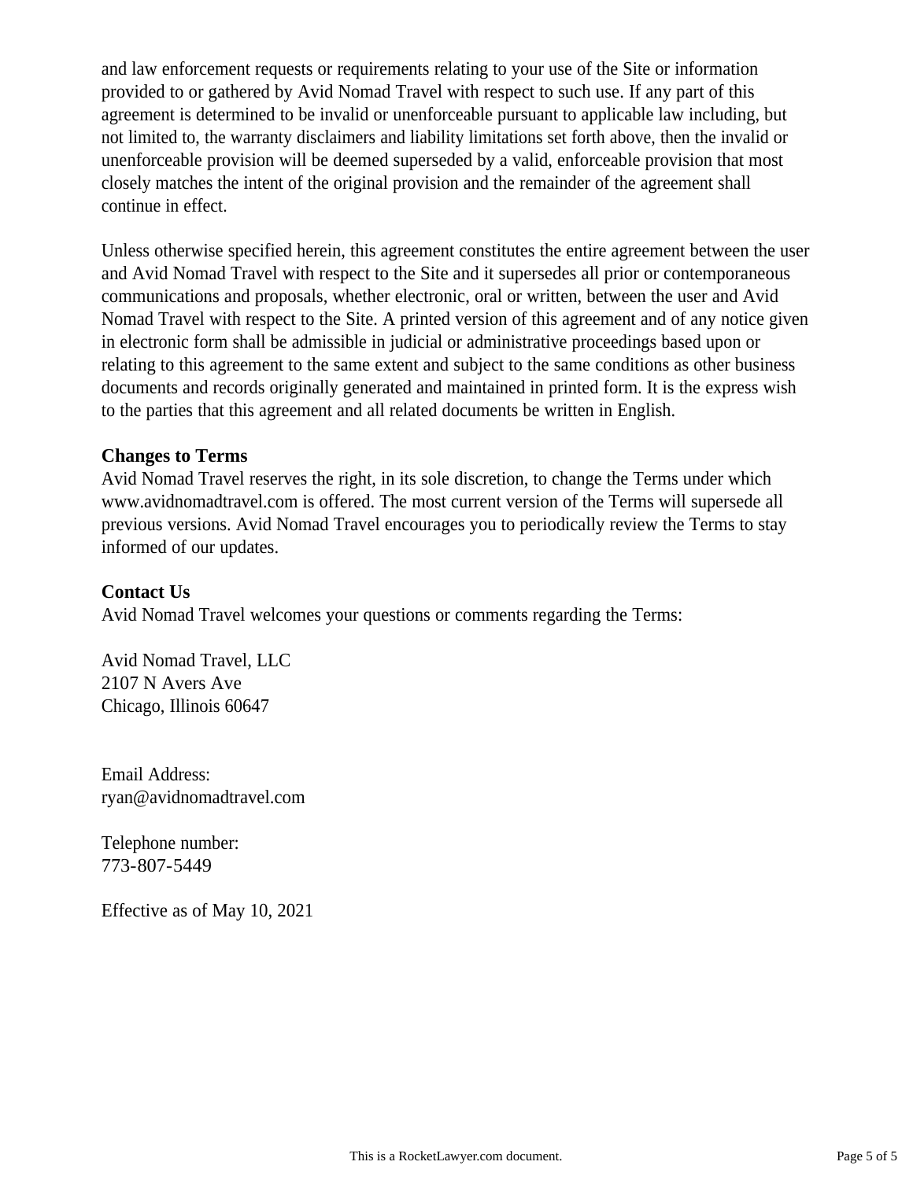and law enforcement requests or requirements relating to your use of the Site or information provided to or gathered by Avid Nomad Travel with respect to such use. If any part of this agreement is determined to be invalid or unenforceable pursuant to applicable law including, but not limited to, the warranty disclaimers and liability limitations set forth above, then the invalid or unenforceable provision will be deemed superseded by a valid, enforceable provision that most closely matches the intent of the original provision and the remainder of the agreement shall continue in effect.

Unless otherwise specified herein, this agreement constitutes the entire agreement between the user and Avid Nomad Travel with respect to the Site and it supersedes all prior or contemporaneous communications and proposals, whether electronic, oral or written, between the user and Avid Nomad Travel with respect to the Site. A printed version of this agreement and of any notice given in electronic form shall be admissible in judicial or administrative proceedings based upon or relating to this agreement to the same extent and subject to the same conditions as other business documents and records originally generated and maintained in printed form. It is the express wish to the parties that this agreement and all related documents be written in English.

**Changes to Terms**

Avid Nomad Travel reserves the right, in its sole discretion, to change the Terms under which www.avidnomadtravel.com is offered. The most current version of the Terms will supersede all previous versions. Avid Nomad Travel encourages you to periodically review the Terms to stay informed of our updates.

**Contact Us**

Avid Nomad Travel welcomes your questions or comments regarding the Terms:

Avid Nomad Travel, LLC
2107 N Avers Ave
Chicago, Illinois 60647

Email Address:
ryan@avidnomadtravel.com

Telephone number:
773-807-5449

Effective as of May 10, 2021

This is a RocketLawyer.com document.